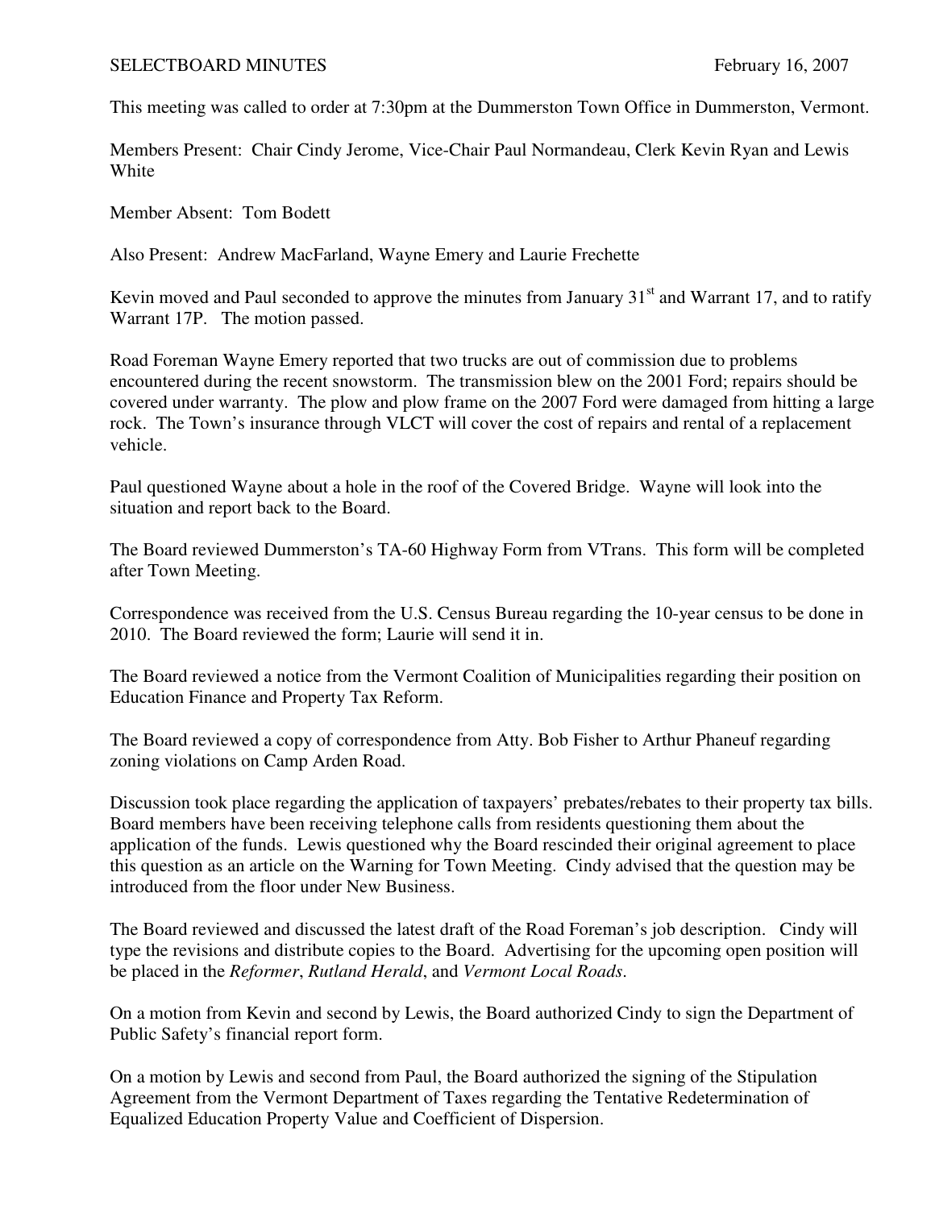SELECTBOARD MINUTES February 16, 2007

This meeting was called to order at 7:30pm at the Dummerston Town Office in Dummerston, Vermont.

Members Present: Chair Cindy Jerome, Vice-Chair Paul Normandeau, Clerk Kevin Ryan and Lewis White

Member Absent: Tom Bodett

Also Present: Andrew MacFarland, Wayne Emery and Laurie Frechette

Kevin moved and Paul seconded to approve the minutes from January 31st and Warrant 17, and to ratify Warrant 17P. The motion passed.

Road Foreman Wayne Emery reported that two trucks are out of commission due to problems encountered during the recent snowstorm. The transmission blew on the 2001 Ford; repairs should be covered under warranty. The plow and plow frame on the 2007 Ford were damaged from hitting a large rock. The Town's insurance through VLCT will cover the cost of repairs and rental of a replacement vehicle.

Paul questioned Wayne about a hole in the roof of the Covered Bridge. Wayne will look into the situation and report back to the Board.

The Board reviewed Dummerston's TA-60 Highway Form from VTrans. This form will be completed after Town Meeting.

Correspondence was received from the U.S. Census Bureau regarding the 10-year census to be done in 2010. The Board reviewed the form; Laurie will send it in.

The Board reviewed a notice from the Vermont Coalition of Municipalities regarding their position on Education Finance and Property Tax Reform.

The Board reviewed a copy of correspondence from Atty. Bob Fisher to Arthur Phaneuf regarding zoning violations on Camp Arden Road.

Discussion took place regarding the application of taxpayers' prebates/rebates to their property tax bills. Board members have been receiving telephone calls from residents questioning them about the application of the funds. Lewis questioned why the Board rescinded their original agreement to place this question as an article on the Warning for Town Meeting. Cindy advised that the question may be introduced from the floor under New Business.

The Board reviewed and discussed the latest draft of the Road Foreman's job description. Cindy will type the revisions and distribute copies to the Board. Advertising for the upcoming open position will be placed in the *Reformer*, *Rutland Herald*, and *Vermont Local Roads*.

On a motion from Kevin and second by Lewis, the Board authorized Cindy to sign the Department of Public Safety's financial report form.

On a motion by Lewis and second from Paul, the Board authorized the signing of the Stipulation Agreement from the Vermont Department of Taxes regarding the Tentative Redetermination of Equalized Education Property Value and Coefficient of Dispersion.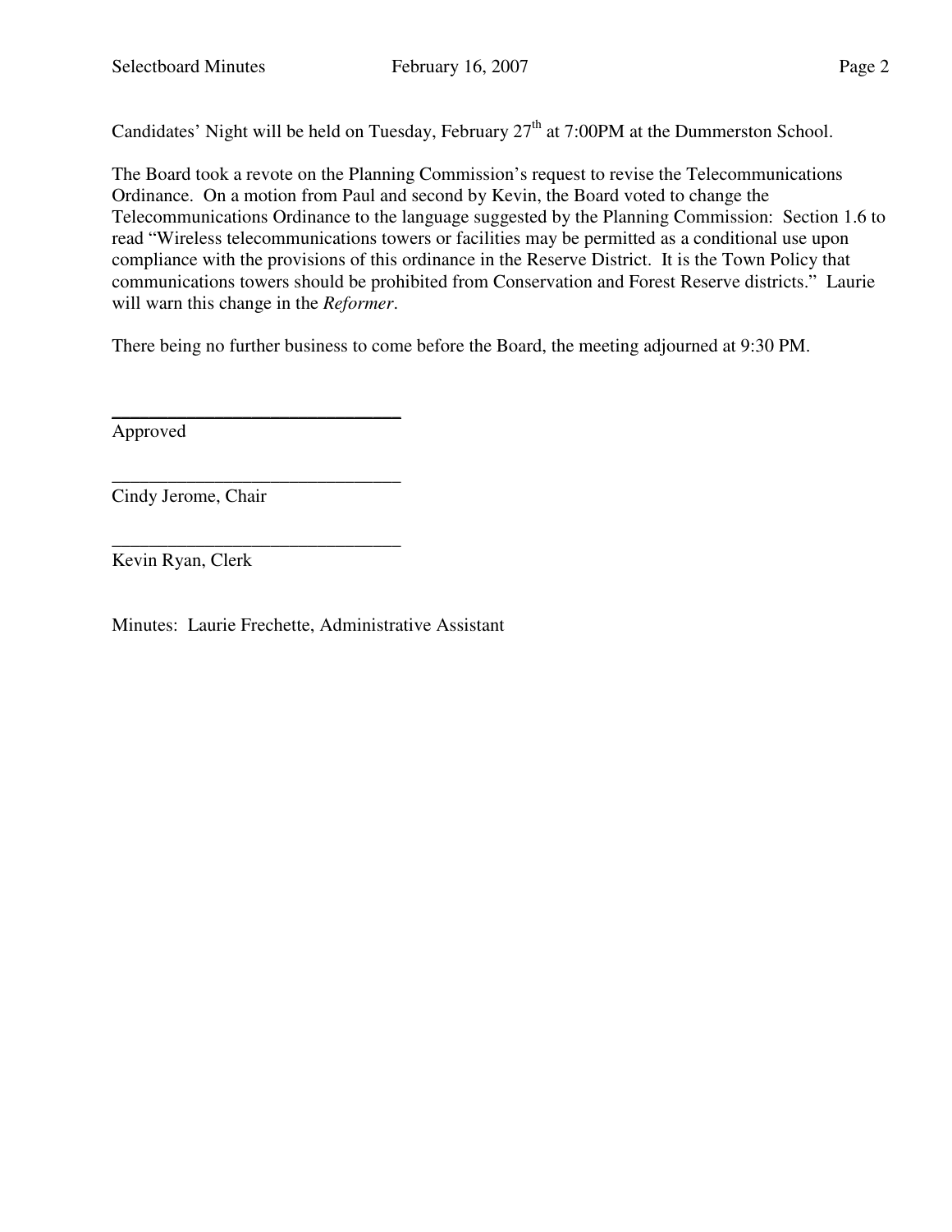Candidates' Night will be held on Tuesday, February 27th at 7:00PM at the Dummerston School.

The Board took a revote on the Planning Commission's request to revise the Telecommunications Ordinance. On a motion from Paul and second by Kevin, the Board voted to change the Telecommunications Ordinance to the language suggested by the Planning Commission: Section 1.6 to read "Wireless telecommunications towers or facilities may be permitted as a conditional use upon compliance with the provisions of this ordinance in the Reserve District. It is the Town Policy that communications towers should be prohibited from Conservation and Forest Reserve districts." Laurie will warn this change in the *Reformer*.

There being no further business to come before the Board, the meeting adjourned at 9:30 PM.

\_\_\_\_\_\_\_\_\_\_\_\_\_\_\_\_\_\_\_\_\_\_\_\_\_\_\_\_\_\_\_
Approved

\_\_\_\_\_\_\_\_\_\_\_\_\_\_\_\_\_\_\_\_\_\_\_\_\_\_\_\_\_\_\_
Cindy Jerome, Chair

\_\_\_\_\_\_\_\_\_\_\_\_\_\_\_\_\_\_\_\_\_\_\_\_\_\_\_\_\_\_\_
Kevin Ryan, Clerk

Minutes: Laurie Frechette, Administrative Assistant